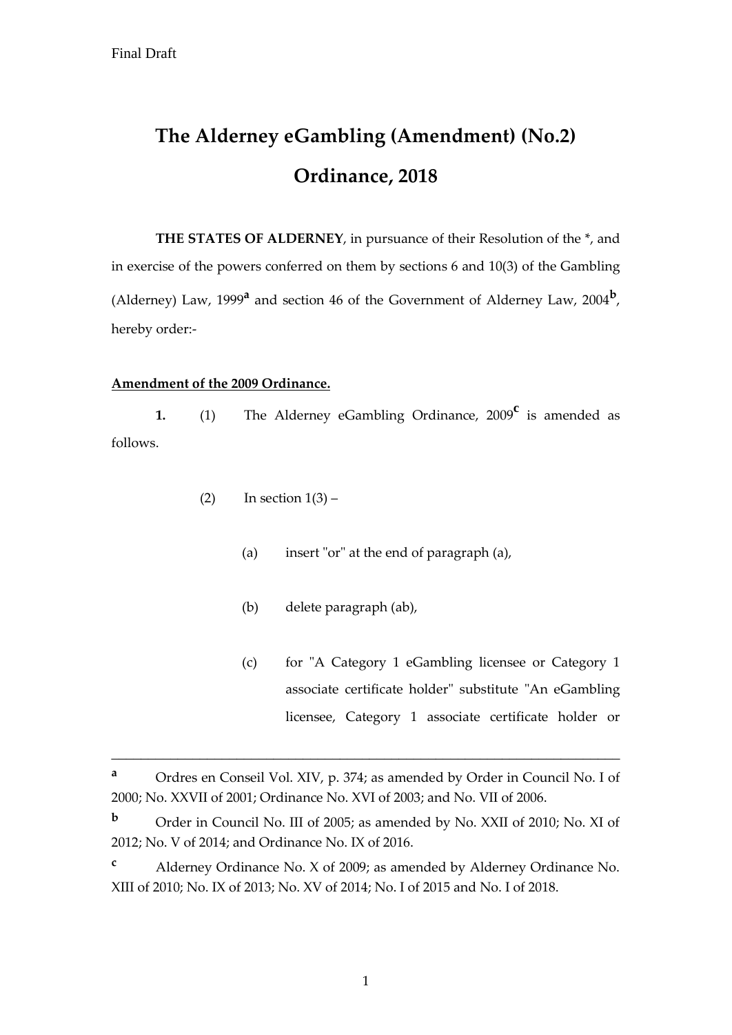Final Draft

# The Alderney eGambling (Amendment) (No.2) Ordinance, 2018

**THE STATES OF ALDERNEY**, in pursuance of their Resolution of the *, and in exercise of the powers conferred on them by sections 6 and 10(3) of the Gambling (Alderney) Law, 1999[a] and section 46 of the Government of Alderney Law, 2004[b], hereby order:-

**Amendment of the 2009 Ordinance.**

**1.** (1) The Alderney eGambling Ordinance, 2009[c] is amended as follows.

(2) In section 1(3) –

(a) insert "or" at the end of paragraph (a),

(b) delete paragraph (ab),

(c) for "A Category 1 eGambling licensee or Category 1 associate certificate holder" substitute "An eGambling licensee, Category 1 associate certificate holder or

---

[a] Ordres en Conseil Vol. XIV, p. 374; as amended by Order in Council No. I of 2000; No. XXVII of 2001; Ordinance No. XVI of 2003; and No. VII of 2006.

[b] Order in Council No. III of 2005; as amended by No. XXII of 2010; No. XI of 2012; No. V of 2014; and Ordinance No. IX of 2016.

[c] Alderney Ordinance No. X of 2009; as amended by Alderney Ordinance No. XIII of 2010; No. IX of 2013; No. XV of 2014; No. I of 2015 and No. I of 2018.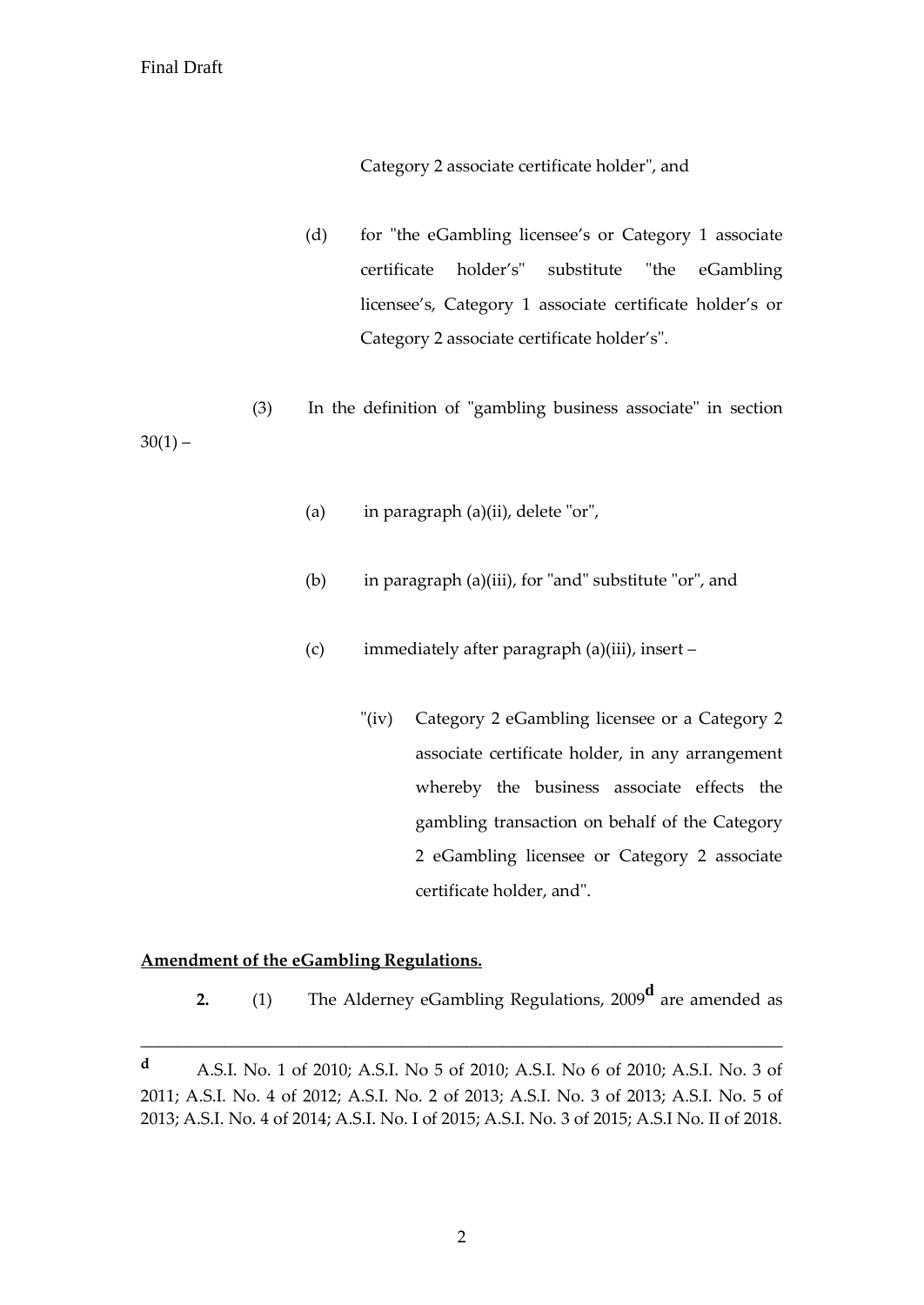Category 2 associate certificate holder", and

(d) for "the eGambling licensee's or Category 1 associate certificate holder's" substitute "the eGambling licensee's, Category 1 associate certificate holder's or Category 2 associate certificate holder's".

(3) In the definition of "gambling business associate" in section 30(1) –

(a) in paragraph (a)(ii), delete "or",

(b) in paragraph (a)(iii), for "and" substitute "or", and

(c) immediately after paragraph (a)(iii), insert –

"(iv) Category 2 eGambling licensee or a Category 2 associate certificate holder, in any arrangement whereby the business associate effects the gambling transaction on behalf of the Category 2 eGambling licensee or Category 2 associate certificate holder, and".

**Amendment of the eGambling Regulations.**

**2.** (1) The Alderney eGambling Regulations, 2009[d] are amended as

---

[d] A.S.I. No. 1 of 2010; A.S.I. No 5 of 2010; A.S.I. No 6 of 2010; A.S.I. No. 3 of 2011; A.S.I. No. 4 of 2012; A.S.I. No. 2 of 2013; A.S.I. No. 3 of 2013; A.S.I. No. 5 of 2013; A.S.I. No. 4 of 2014; A.S.I. No. I of 2015; A.S.I. No. 3 of 2015; A.S.I No. II of 2018.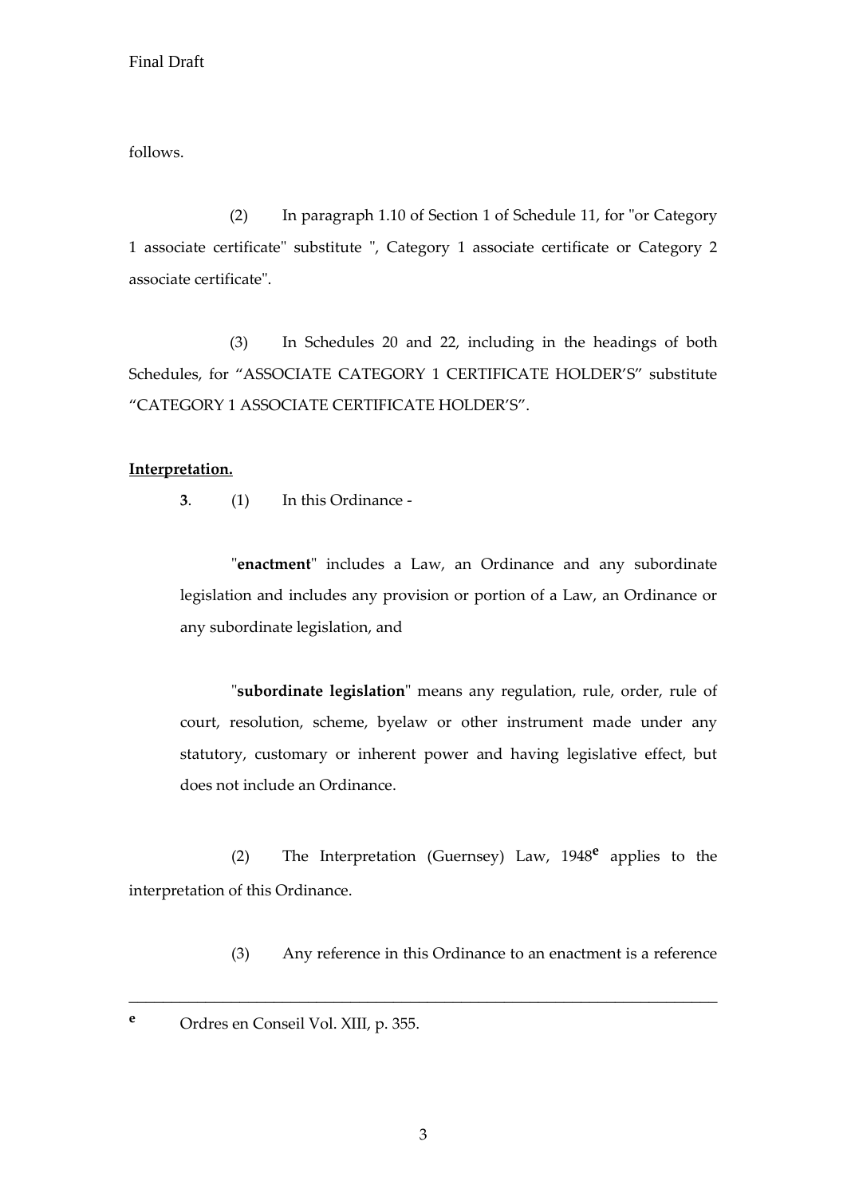follows.

(2) In paragraph 1.10 of Section 1 of Schedule 11, for "or Category 1 associate certificate" substitute ", Category 1 associate certificate or Category 2 associate certificate".

(3) In Schedules 20 and 22, including in the headings of both Schedules, for "ASSOCIATE CATEGORY 1 CERTIFICATE HOLDER'S" substitute "CATEGORY 1 ASSOCIATE CERTIFICATE HOLDER'S".

**Interpretation.**

**3**. (1) In this Ordinance -

"**enactment**" includes a Law, an Ordinance and any subordinate legislation and includes any provision or portion of a Law, an Ordinance or any subordinate legislation, and

"**subordinate legislation**" means any regulation, rule, order, rule of court, resolution, scheme, byelaw or other instrument made under any statutory, customary or inherent power and having legislative effect, but does not include an Ordinance.

(2) The Interpretation (Guernsey) Law, 1948[e] applies to the interpretation of this Ordinance.

(3) Any reference in this Ordinance to an enactment is a reference

---

[e] Ordres en Conseil Vol. XIII, p. 355.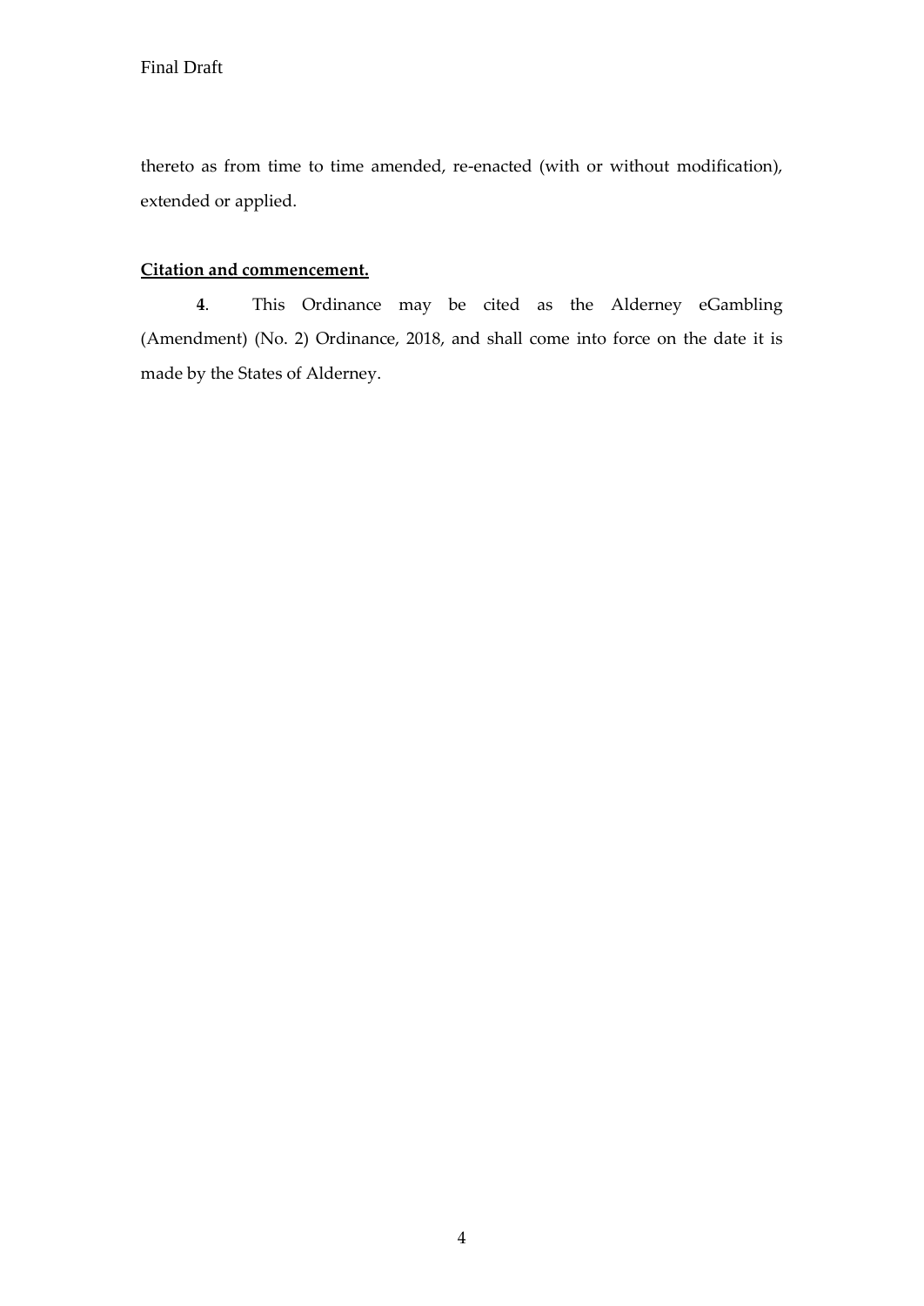thereto as from time to time amended, re-enacted (with or without modification), extended or applied.

**Citation and commencement.**

**4**. This Ordinance may be cited as the Alderney eGambling (Amendment) (No. 2) Ordinance, 2018, and shall come into force on the date it is made by the States of Alderney.